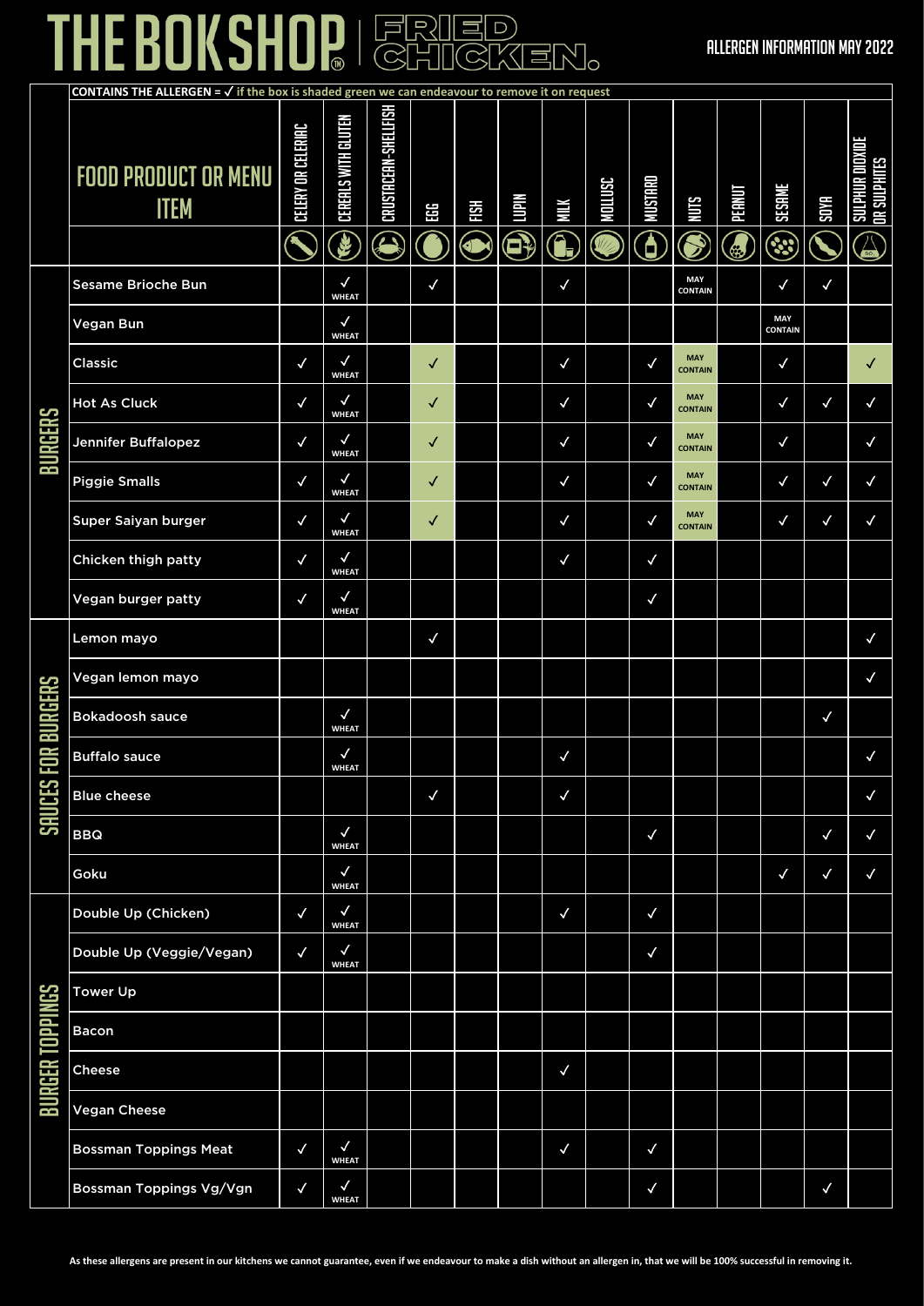# THE BOKSHOP | FRIED CHICKEN.

## ALLERGEN INFORMATION MAY 2022

**CONTAINS THE ALLERGEN = ✓ if the box is shaded green we can endeavour to remove it on request**

| | FOOD PRODUCT OR MENU ITEM | CELERY OR CELERIAC | CEREALS WITH GLUTEN | CRUSTACEAN-SHELLFISH | EGG | FISH | LUPIN | MILK | MOLLUSC | MUSTARD | NUTS | PEANUT | SESAME | SOYA | SULPHUR DIOXIDE OR SULPHITES |
|---|---|---|---|---|---|---|---|---|---|---|---|---|---|---|---|
| BURGERS | Sesame Brioche Bun | | ✓ WHEAT | | ✓ | | | ✓ | | | MAY CONTAIN | | ✓ | ✓ | |
| | Vegan Bun | | ✓ WHEAT | | | | | | | | | | MAY CONTAIN | | |
| | Classic | ✓ | ✓ WHEAT | | ✓ | | | ✓ | | ✓ | MAY CONTAIN | | ✓ | | ✓ |
| | Hot As Cluck | ✓ | ✓ WHEAT | | ✓ | | | ✓ | | ✓ | MAY CONTAIN | | ✓ | ✓ | ✓ |
| | Jennifer Buffalopez | ✓ | ✓ WHEAT | | ✓ | | | ✓ | | ✓ | MAY CONTAIN | | ✓ | | ✓ |
| | Piggie Smalls | ✓ | ✓ WHEAT | | ✓ | | | ✓ | | ✓ | MAY CONTAIN | | ✓ | ✓ | ✓ |
| | Super Saiyan burger | ✓ | ✓ WHEAT | | ✓ | | | ✓ | | ✓ | MAY CONTAIN | | ✓ | ✓ | ✓ |
| | Chicken thigh patty | ✓ | ✓ WHEAT | | | | | ✓ | | ✓ | | | | | |
| | Vegan burger patty | ✓ | ✓ WHEAT | | | | | | | ✓ | | | | | |
| SAUCES FOR BURGERS | Lemon mayo | | | | ✓ | | | | | | | | | | ✓ |
| | Vegan lemon mayo | | | | | | | | | | | | | | ✓ |
| | Bokadoosh sauce | | ✓ WHEAT | | | | | | | | | | | ✓ | |
| | Buffalo sauce | | ✓ WHEAT | | | | | ✓ | | | | | | | ✓ |
| | Blue cheese | | | | ✓ | | | ✓ | | | | | | | ✓ |
| | BBQ | | ✓ WHEAT | | | | | | | ✓ | | | | ✓ | ✓ |
| | Goku | | ✓ WHEAT | | | | | | | | | | ✓ | ✓ | ✓ |
| BURGER TOPPINGS | Double Up (Chicken) | ✓ | ✓ WHEAT | | | | | ✓ | | ✓ | | | | | |
| | Double Up (Veggie/Vegan) | ✓ | ✓ WHEAT | | | | | | | ✓ | | | | | |
| | Tower Up | | | | | | | | | | | | | | |
| | Bacon | | | | | | | | | | | | | | |
| | Cheese | | | | | | | ✓ | | | | | | | |
| | Vegan Cheese | | | | | | | | | | | | | | |
| | Bossman Toppings Meat | ✓ | ✓ WHEAT | | | | | ✓ | | ✓ | | | | | |
| | Bossman Toppings Vg/Vgn | ✓ | ✓ WHEAT | | | | | | | ✓ | | | | ✓ | |

**As these allergens are present in our kitchens we cannot guarantee, even if we endeavour to make a dish without an allergen in, that we will be 100% successful in removing it.**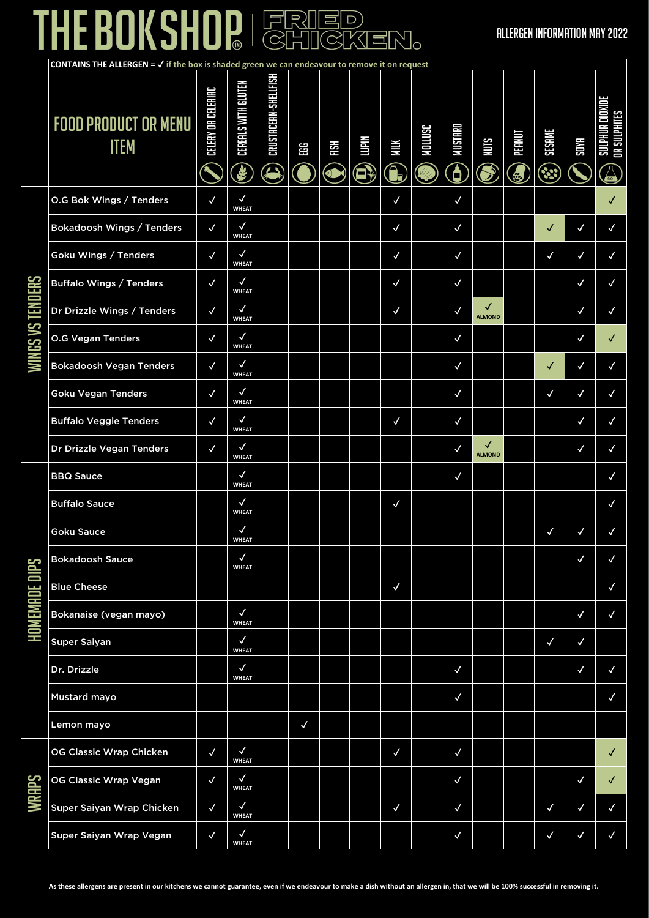# THE BOK SHOP | FRIED CHICKEN.

## ALLERGEN INFORMATION MAY 2022

**CONTAINS THE ALLERGEN = ✓ if the box is shaded green we can endeavour to remove it on request**

| | FOOD PRODUCT OR MENU ITEM | CELERY OR CELERIAC | CEREALS WITH GLUTEN | CRUSTACEAN-SHELLFISH | EGG | FISH | LUPIN | MILK | MOLLUSC | MUSTARD | NUTS | PEANUT | SESAME | SOYA | SULPHUR DIOXIDE OR SULPHITES |
|---|---|---|---|---|---|---|---|---|---|---|---|---|---|---|---|
| WINGS VS TENDERS | O.G Bok Wings / Tenders | ✓ | ✓ WHEAT | | | | | ✓ | | ✓ | | | | | ✓ |
| | Bokadoosh Wings / Tenders | ✓ | ✓ WHEAT | | | | | ✓ | | ✓ | | | ✓ | ✓ | ✓ |
| | Goku Wings / Tenders | ✓ | ✓ WHEAT | | | | | ✓ | | ✓ | | | ✓ | ✓ | ✓ |
| | Buffalo Wings / Tenders | ✓ | ✓ WHEAT | | | | | ✓ | | ✓ | | | | ✓ | ✓ |
| | Dr Drizzle Wings / Tenders | ✓ | ✓ WHEAT | | | | | ✓ | | ✓ | ✓ ALMOND | | | ✓ | ✓ |
| | O.G Vegan Tenders | ✓ | ✓ WHEAT | | | | | | | ✓ | | | | ✓ | ✓ |
| | Bokadoosh Vegan Tenders | ✓ | ✓ WHEAT | | | | | | | ✓ | | | ✓ | ✓ | ✓ |
| | Goku Vegan Tenders | ✓ | ✓ WHEAT | | | | | | | ✓ | | | ✓ | ✓ | ✓ |
| | Buffalo Veggie Tenders | ✓ | ✓ WHEAT | | | | | ✓ | | ✓ | | | | ✓ | ✓ |
| | Dr Drizzle Vegan Tenders | ✓ | ✓ WHEAT | | | | | | | ✓ | ✓ ALMOND | | | ✓ | ✓ |
| HOMEMADE DIPS | BBQ Sauce | | ✓ WHEAT | | | | | | | ✓ | | | | | ✓ |
| | Buffalo Sauce | | ✓ WHEAT | | | | | ✓ | | | | | | | ✓ |
| | Goku Sauce | | ✓ WHEAT | | | | | | | | | | ✓ | ✓ | ✓ |
| | Bokadoosh Sauce | | ✓ WHEAT | | | | | | | | | | | ✓ | ✓ |
| | Blue Cheese | | | | | | | ✓ | | | | | | | ✓ |
| | Bokanaise (vegan mayo) | | ✓ WHEAT | | | | | | | | | | | ✓ | ✓ |
| | Super Saiyan | | ✓ WHEAT | | | | | | | | | | ✓ | ✓ | |
| | Dr. Drizzle | | ✓ WHEAT | | | | | | | ✓ | | | | ✓ | ✓ |
| | Mustard mayo | | | | | | | | | ✓ | | | | | ✓ |
| | Lemon mayo | | | | ✓ | | | | | | | | | | |
| WRAPS | OG Classic Wrap Chicken | ✓ | ✓ WHEAT | | | | | ✓ | | ✓ | | | | | ✓ |
| | OG Classic Wrap Vegan | ✓ | ✓ WHEAT | | | | | | | ✓ | | | | ✓ | ✓ |
| | Super Saiyan Wrap Chicken | ✓ | ✓ WHEAT | | | | | ✓ | | ✓ | | | ✓ | ✓ | ✓ |
| | Super Saiyan Wrap Vegan | ✓ | ✓ WHEAT | | | | | | | ✓ | | | ✓ | ✓ | ✓ |

**As these allergens are present in our kitchens we cannot guarantee, even if we endeavour to make a dish without an allergen in, that we will be 100% successful in removing it.**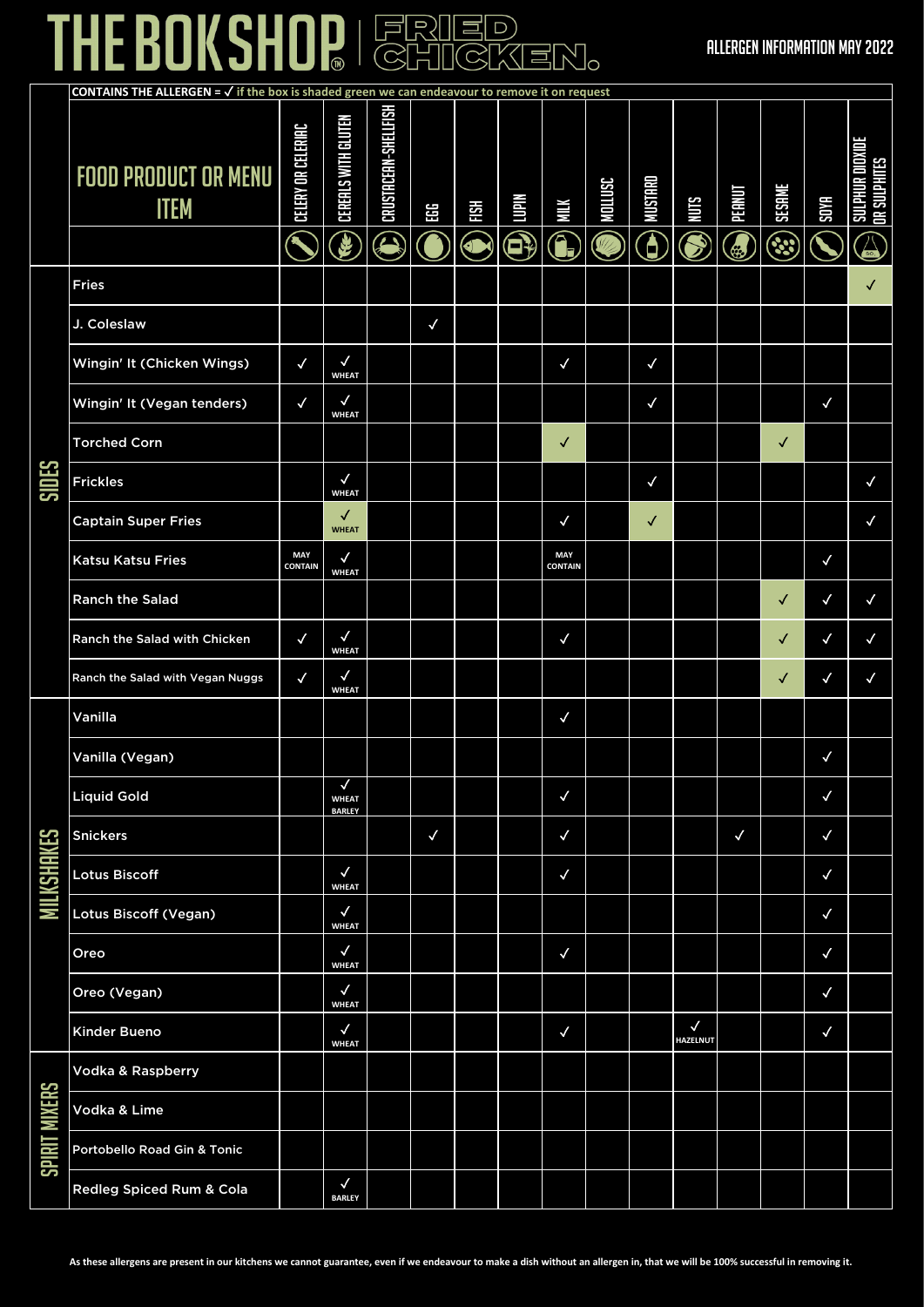# THE BOK SHOP® | FRIED CHICKEN.

**ALLERGEN INFORMATION MAY 2022**

**CONTAINS THE ALLERGEN = ✓ if the box is shaded green we can endeavour to remove it on request**

| | FOOD PRODUCT OR MENU ITEM | CELERY OR CELERIAC | CEREALS WITH GLUTEN | CRUSTACEAN-SHELLFISH | EGG | FISH | LUPIN | MILK | MOLLUSC | MUSTARD | NUTS | PEANUT | SESAME | SOYA | SULPHUR DIOXIDE OR SULPHITES |
|---|---|---|---|---|---|---|---|---|---|---|---|---|---|---|---|
| SIDES | Fries | | | | | | | | | | | | | | ✓ |
| | J. Coleslaw | | | | ✓ | | | | | | | | | | |
| | Wingin' It (Chicken Wings) | ✓ | ✓ WHEAT | | | | | ✓ | | ✓ | | | | | |
| | Wingin' It (Vegan tenders) | ✓ | ✓ WHEAT | | | | | | | ✓ | | | | ✓ | |
| | Torched Corn | | | | | | | ✓ | | | | | ✓ | | |
| | Frickles | | ✓ WHEAT | | | | | | | ✓ | | | | | ✓ |
| | Captain Super Fries | | ✓ WHEAT | | | | | ✓ | | ✓ | | | | | ✓ |
| | Katsu Katsu Fries | MAY CONTAIN | ✓ WHEAT | | | | | MAY CONTAIN | | | | | | ✓ | |
| | Ranch the Salad | | | | | | | | | | | | ✓ | ✓ | ✓ |
| | Ranch the Salad with Chicken | ✓ | ✓ WHEAT | | | | | ✓ | | | | | ✓ | ✓ | ✓ |
| | Ranch the Salad with Vegan Nuggs | ✓ | ✓ WHEAT | | | | | | | | | | ✓ | ✓ | ✓ |
| MILKSHAKES | Vanilla | | | | | | | ✓ | | | | | | | |
| | Vanilla (Vegan) | | | | | | | | | | | | | ✓ | |
| | Liquid Gold | | ✓ WHEAT BARLEY | | | | | ✓ | | | | | | ✓ | |
| | Snickers | | | | ✓ | | | ✓ | | | | ✓ | | ✓ | |
| | Lotus Biscoff | | ✓ WHEAT | | | | | ✓ | | | | | | ✓ | |
| | Lotus Biscoff (Vegan) | | ✓ WHEAT | | | | | | | | | | | ✓ | |
| | Oreo | | ✓ WHEAT | | | | | ✓ | | | | | | ✓ | |
| | Oreo (Vegan) | | ✓ WHEAT | | | | | | | | | | | ✓ | |
| | Kinder Bueno | | ✓ WHEAT | | | | | ✓ | | | ✓ HAZELNUT | | | ✓ | |
| SPIRIT MIXERS | Vodka & Raspberry | | | | | | | | | | | | | | |
| | Vodka & Lime | | | | | | | | | | | | | | |
| | Portobello Road Gin & Tonic | | | | | | | | | | | | | | |
| | Redleg Spiced Rum & Cola | | ✓ BARLEY | | | | | | | | | | | | |

**As these allergens are present in our kitchens we cannot guarantee, even if we endeavour to make a dish without an allergen in, that we will be 100% successful in removing it.**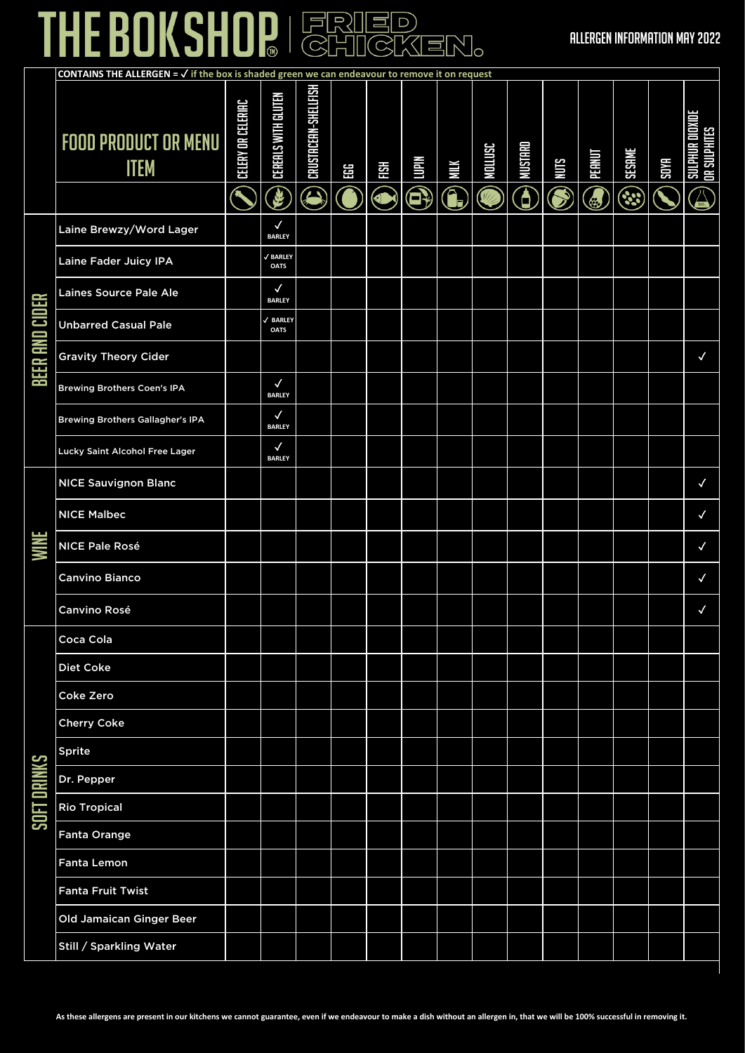# THE BOK SHOP | FRIED CHICKEN.

## ALLERGEN INFORMATION MAY 2022

**CONTAINS THE ALLERGEN = ✓ if the box is shaded green we can endeavour to remove it on request**

| | FOOD PRODUCT OR MENU ITEM | CELERY OR CELERIAC | CEREALS WITH GLUTEN | CRUSTACEAN-SHELLFISH | EGG | FISH | LUPIN | MILK | MOLLUSC | MUSTARD | NUTS | PEANUT | SESAME | SOYA | SULPHUR DIOXIDE OR SULPHITES |
|---|---|---|---|---|---|---|---|---|---|---|---|---|---|---|---|
| BEER AND CIDER | Laine Brewzy/Word Lager | | ✓ BARLEY | | | | | | | | | | | | |
| | Laine Fader Juicy IPA | | ✓ BARLEY OATS | | | | | | | | | | | | |
| | Laines Source Pale Ale | | ✓ BARLEY | | | | | | | | | | | | |
| | Unbarred Casual Pale | | ✓ BARLEY OATS | | | | | | | | | | | | |
| | Gravity Theory Cider | | | | | | | | | | | | | | ✓ |
| | Brewing Brothers Coen's IPA | | ✓ BARLEY | | | | | | | | | | | | |
| | Brewing Brothers Gallagher's IPA | | ✓ BARLEY | | | | | | | | | | | | |
| | Lucky Saint Alcohol Free Lager | | ✓ BARLEY | | | | | | | | | | | | |
| WINE | NICE Sauvignon Blanc | | | | | | | | | | | | | | ✓ |
| | NICE Malbec | | | | | | | | | | | | | | ✓ |
| | NICE Pale Rosé | | | | | | | | | | | | | | ✓ |
| | Canvino Bianco | | | | | | | | | | | | | | ✓ |
| | Canvino Rosé | | | | | | | | | | | | | | ✓ |
| SOFT DRINKS | Coca Cola | | | | | | | | | | | | | | |
| | Diet Coke | | | | | | | | | | | | | | |
| | Coke Zero | | | | | | | | | | | | | | |
| | Cherry Coke | | | | | | | | | | | | | | |
| | Sprite | | | | | | | | | | | | | | |
| | Dr. Pepper | | | | | | | | | | | | | | |
| | Rio Tropical | | | | | | | | | | | | | | |
| | Fanta Orange | | | | | | | | | | | | | | |
| | Fanta Lemon | | | | | | | | | | | | | | |
| | Fanta Fruit Twist | | | | | | | | | | | | | | |
| | Old Jamaican Ginger Beer | | | | | | | | | | | | | | |
| | Still / Sparkling Water | | | | | | | | | | | | | | |

**As these allergens are present in our kitchens we cannot guarantee, even if we endeavour to make a dish without an allergen in, that we will be 100% successful in removing it.**